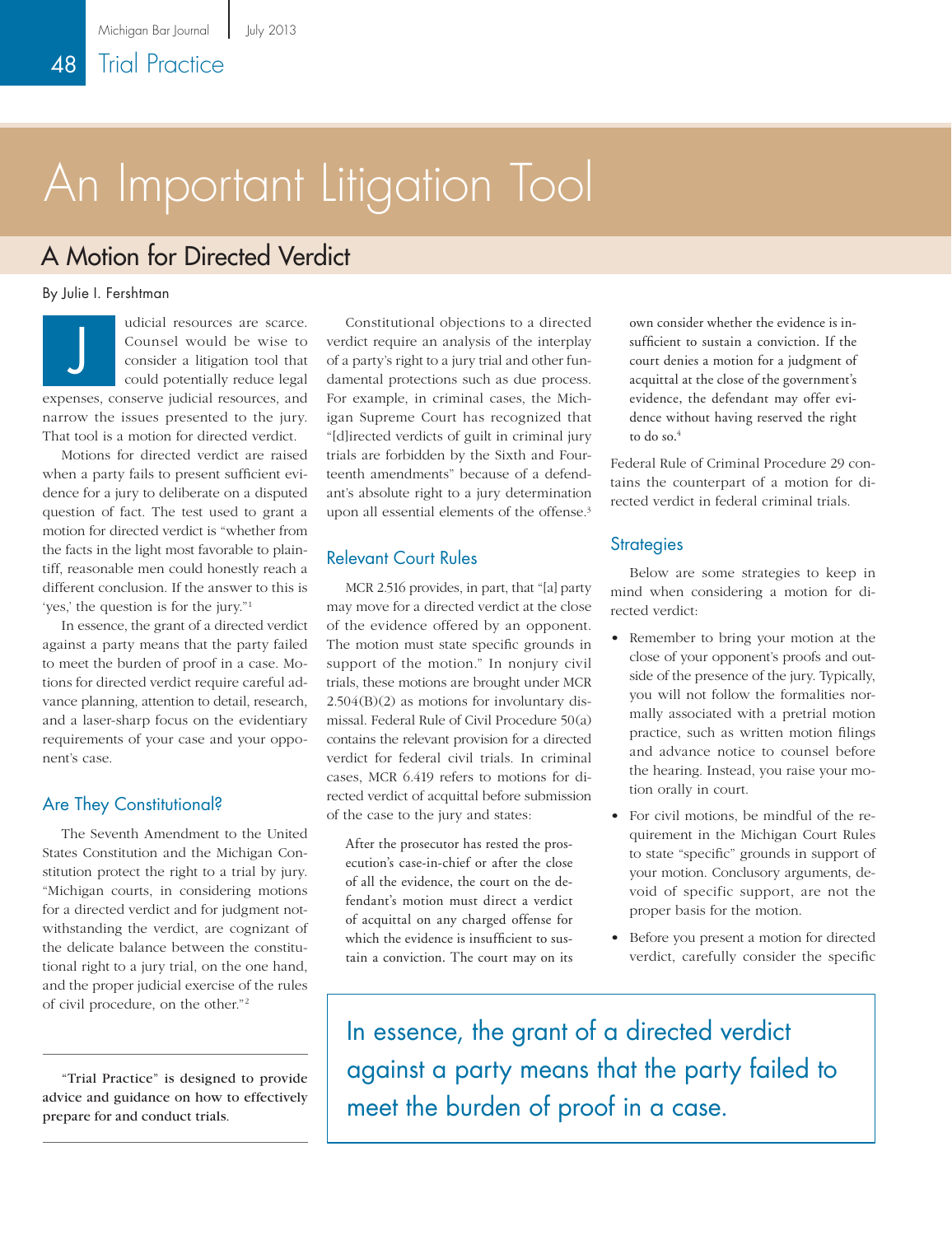# An Important Litigation Tool

## A Motion for Directed Verdict

By Julie I. Fershtman

Judicial resources are scarce. Counsel would be wise to consider a litigation tool that could potentially reduce legal expenses, conserve judicial resources, and narrow the issues presented to the jury. That tool is a motion for directed verdict.

Motions for directed verdict are raised when a party fails to present sufficient evidence for a jury to deliberate on a disputed question of fact. The test used to grant a motion for directed verdict is "whether from the facts in the light most favorable to plaintiff, reasonable men could honestly reach a different conclusion. If the answer to this is 'yes,' the question is for the jury."[1]

In essence, the grant of a directed verdict against a party means that the party failed to meet the burden of proof in a case. Motions for directed verdict require careful advance planning, attention to detail, research, and a laser-sharp focus on the evidentiary requirements of your case and your opponent's case.

### Are They Constitutional?

The Seventh Amendment to the United States Constitution and the Michigan Constitution protect the right to a trial by jury. "Michigan courts, in considering motions for a directed verdict and for judgment notwithstanding the verdict, are cognizant of the delicate balance between the constitutional right to a jury trial, on the one hand, and the proper judicial exercise of the rules of civil procedure, on the other."[2]

Constitutional objections to a directed verdict require an analysis of the interplay of a party's right to a jury trial and other fundamental protections such as due process. For example, in criminal cases, the Michigan Supreme Court has recognized that "[d]irected verdicts of guilt in criminal jury trials are forbidden by the Sixth and Fourteenth amendments" because of a defendant's absolute right to a jury determination upon all essential elements of the offense.[3]

### Relevant Court Rules

MCR 2.516 provides, in part, that "[a] party may move for a directed verdict at the close of the evidence offered by an opponent. The motion must state specific grounds in support of the motion." In nonjury civil trials, these motions are brought under MCR 2.504(B)(2) as motions for involuntary dismissal. Federal Rule of Civil Procedure 50(a) contains the relevant provision for a directed verdict for federal civil trials. In criminal cases, MCR 6.419 refers to motions for directed verdict of acquittal before submission of the case to the jury and states:

> After the prosecutor has rested the prosecution's case-in-chief or after the close of all the evidence, the court on the defendant's motion must direct a verdict of acquittal on any charged offense for which the evidence is insufficient to sustain a conviction. The court may on its own consider whether the evidence is insufficient to sustain a conviction. If the court denies a motion for a judgment of acquittal at the close of the government's evidence, the defendant may offer evidence without having reserved the right to do so.[4]

Federal Rule of Criminal Procedure 29 contains the counterpart of a motion for directed verdict in federal criminal trials.

### Strategies

Below are some strategies to keep in mind when considering a motion for directed verdict:

- Remember to bring your motion at the close of your opponent's proofs and outside of the presence of the jury. Typically, you will not follow the formalities normally associated with a pretrial motion practice, such as written motion filings and advance notice to counsel before the hearing. Instead, you raise your motion orally in court.
- For civil motions, be mindful of the requirement in the Michigan Court Rules to state "specific" grounds in support of your motion. Conclusory arguments, devoid of specific support, are not the proper basis for the motion.
- Before you present a motion for directed verdict, carefully consider the specific

> In essence, the grant of a directed verdict against a party means that the party failed to meet the burden of proof in a case.

---

**"Trial Practice" is designed to provide advice and guidance on how to effectively prepare for and conduct trials.**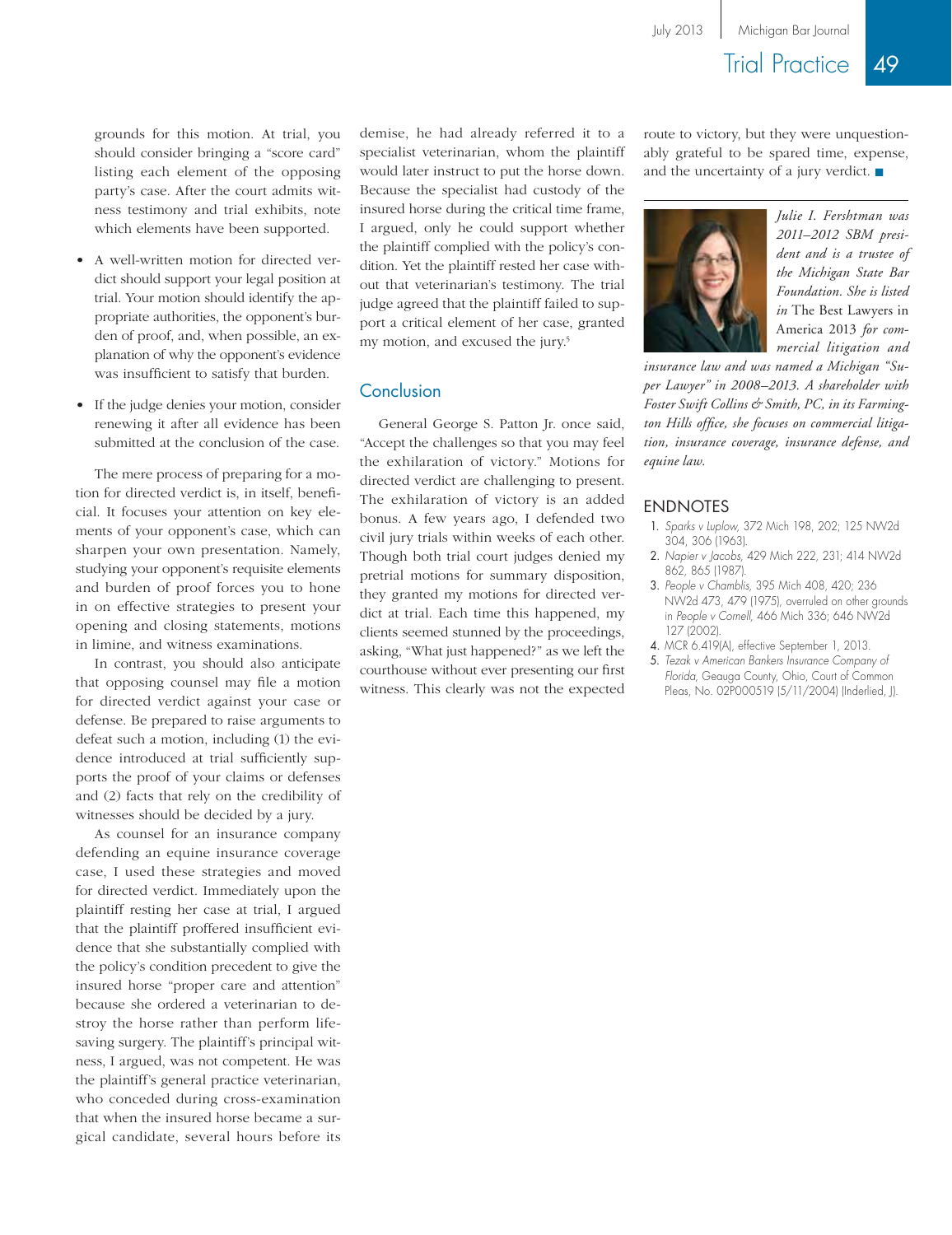grounds for this motion. At trial, you should consider bringing a "score card" listing each element of the opposing party's case. After the court admits witness testimony and trial exhibits, note which elements have been supported.

- A well-written motion for directed verdict should support your legal position at trial. Your motion should identify the appropriate authorities, the opponent's burden of proof, and, when possible, an explanation of why the opponent's evidence was insufficient to satisfy that burden.

- If the judge denies your motion, consider renewing it after all evidence has been submitted at the conclusion of the case.

The mere process of preparing for a motion for directed verdict is, in itself, beneficial. It focuses your attention on key elements of your opponent's case, which can sharpen your own presentation. Namely, studying your opponent's requisite elements and burden of proof forces you to hone in on effective strategies to present your opening and closing statements, motions in limine, and witness examinations.

In contrast, you should also anticipate that opposing counsel may file a motion for directed verdict against your case or defense. Be prepared to raise arguments to defeat such a motion, including (1) the evidence introduced at trial sufficiently supports the proof of your claims or defenses and (2) facts that rely on the credibility of witnesses should be decided by a jury.

As counsel for an insurance company defending an equine insurance coverage case, I used these strategies and moved for directed verdict. Immediately upon the plaintiff resting her case at trial, I argued that the plaintiff proffered insufficient evidence that she substantially complied with the policy's condition precedent to give the insured horse "proper care and attention" because she ordered a veterinarian to destroy the horse rather than perform lifesaving surgery. The plaintiff's principal witness, I argued, was not competent. He was the plaintiff's general practice veterinarian, who conceded during cross-examination that when the insured horse became a surgical candidate, several hours before its demise, he had already referred it to a specialist veterinarian, whom the plaintiff would later instruct to put the horse down. Because the specialist had custody of the insured horse during the critical time frame, I argued, only he could support whether the plaintiff complied with the policy's condition. Yet the plaintiff rested her case without that veterinarian's testimony. The trial judge agreed that the plaintiff failed to support a critical element of her case, granted my motion, and excused the jury.[5]

## Conclusion

General George S. Patton Jr. once said, "Accept the challenges so that you may feel the exhilaration of victory." Motions for directed verdict are challenging to present. The exhilaration of victory is an added bonus. A few years ago, I defended two civil jury trials within weeks of each other. Though both trial court judges denied my pretrial motions for summary disposition, they granted my motions for directed verdict at trial. Each time this happened, my clients seemed stunned by the proceedings, asking, "What just happened?" as we left the courthouse without ever presenting our first witness. This clearly was not the expected route to victory, but they were unquestionably grateful to be spared time, expense, and the uncertainty of a jury verdict. ■

*Julie I. Fershtman was 2011–2012 SBM president and is a trustee of the Michigan State Bar Foundation. She is listed in* The Best Lawyers in America 2013 *for commercial litigation and insurance law and was named a Michigan "Super Lawyer" in 2008–2013. A shareholder with Foster Swift Collins & Smith, PC, in its Farmington Hills office, she focuses on commercial litigation, insurance coverage, insurance defense, and equine law.*

## ENDNOTES

1. *Sparks v Luplow,* 372 Mich 198, 202; 125 NW2d 304, 306 (1963).
2. *Napier v Jacobs,* 429 Mich 222, 231; 414 NW2d 862, 865 (1987).
3. *People v Chamblis,* 395 Mich 408, 420; 236 NW2d 473, 479 (1975), overruled on other grounds in *People v Cornell,* 466 Mich 336; 646 NW2d 127 (2002).
4. MCR 6.419(A), effective September 1, 2013.
5. *Tezak v American Bankers Insurance Company of Florida,* Geauga County, Ohio, Court of Common Pleas, No. 02P000519 (5/11/2004) (Inderlied, J).